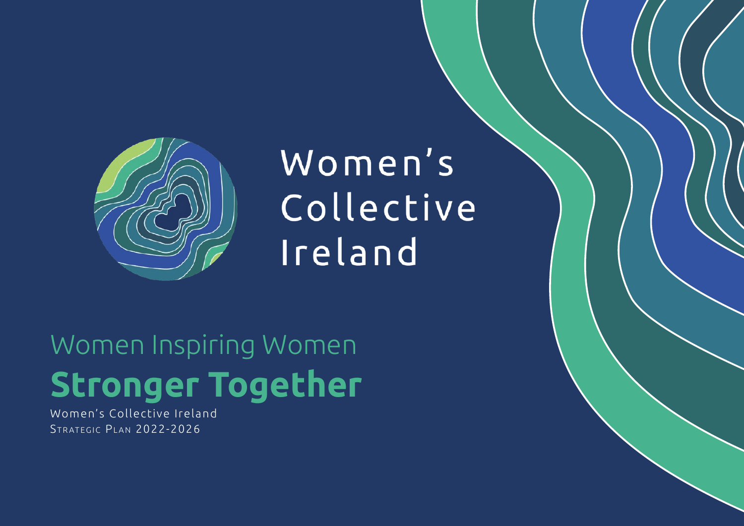# Women's Collective Ireland

## Women Inspiring Women

# **Stronger Together**

Women's Collective Ireland

Strategic Plan 2022-2026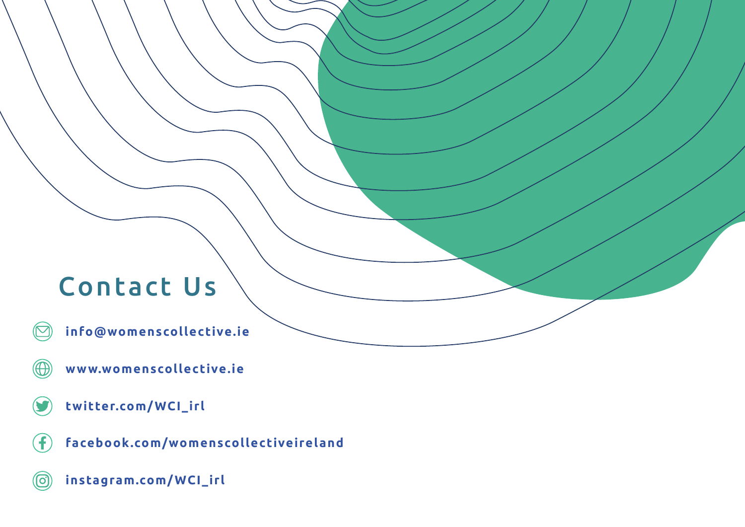## Contact Us

- info@womenscollective.ie
- www.womenscollective.ie
- twitter.com/WCI_irl
- facebook.com/womenscollectiveireland
- instagram.com/WCI_irl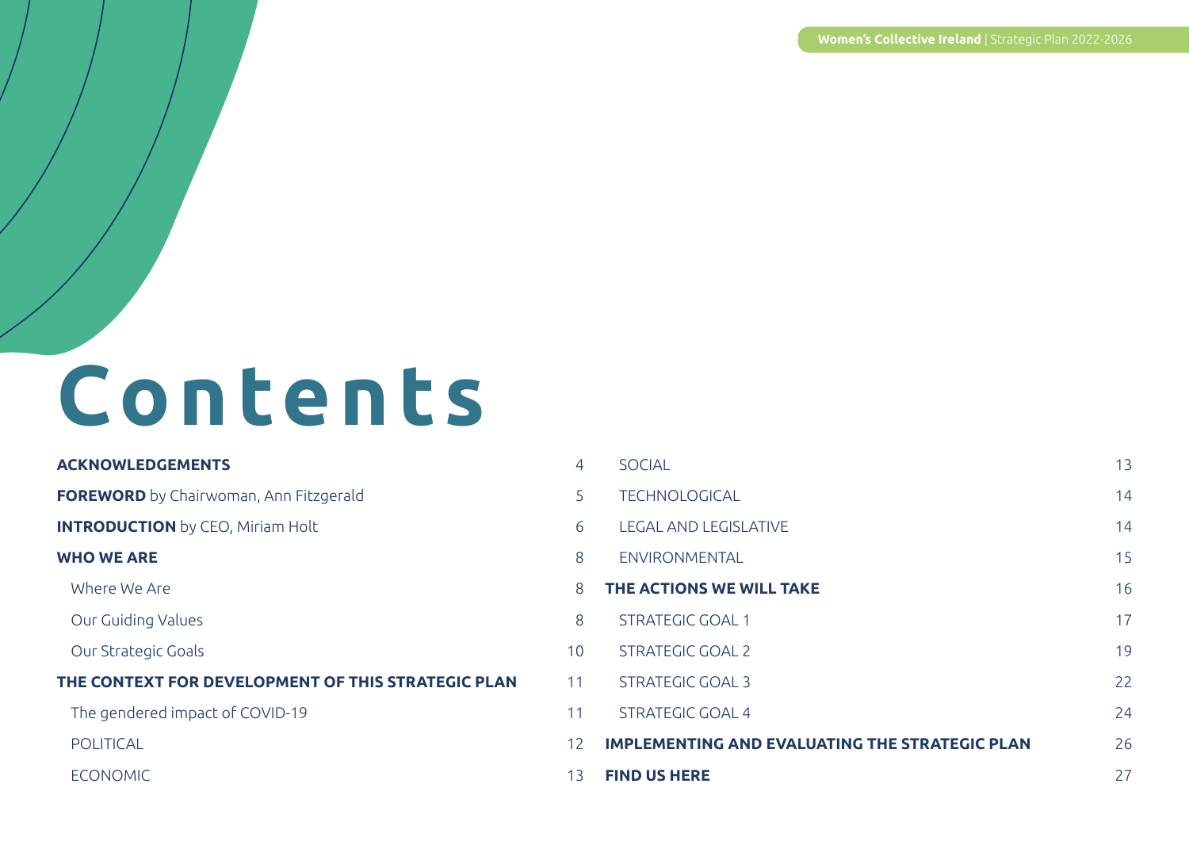# Contents

| | |
|---|---|
| **ACKNOWLEDGEMENTS** | 4 |
| **FOREWORD** by Chairwoman, Ann Fitzgerald | 5 |
| **INTRODUCTION** by CEO, Miriam Holt | 6 |
| **WHO WE ARE** | 8 |
| Where We Are | 8 |
| Our Guiding Values | 8 |
| Our Strategic Goals | 10 |
| **THE CONTEXT FOR DEVELOPMENT OF THIS STRATEGIC PLAN** | 11 |
| The gendered impact of COVID-19 | 11 |
| POLITICAL | 12 |
| ECONOMIC | 13 |
| SOCIAL | 13 |
| TECHNOLOGICAL | 14 |
| LEGAL AND LEGISLATIVE | 14 |
| ENVIRONMENTAL | 15 |
| **THE ACTIONS WE WILL TAKE** | 16 |
| STRATEGIC GOAL 1 | 17 |
| STRATEGIC GOAL 2 | 19 |
| STRATEGIC GOAL 3 | 22 |
| STRATEGIC GOAL 4 | 24 |
| **IMPLEMENTING AND EVALUATING THE STRATEGIC PLAN** | 26 |
| **FIND US HERE** | 27 |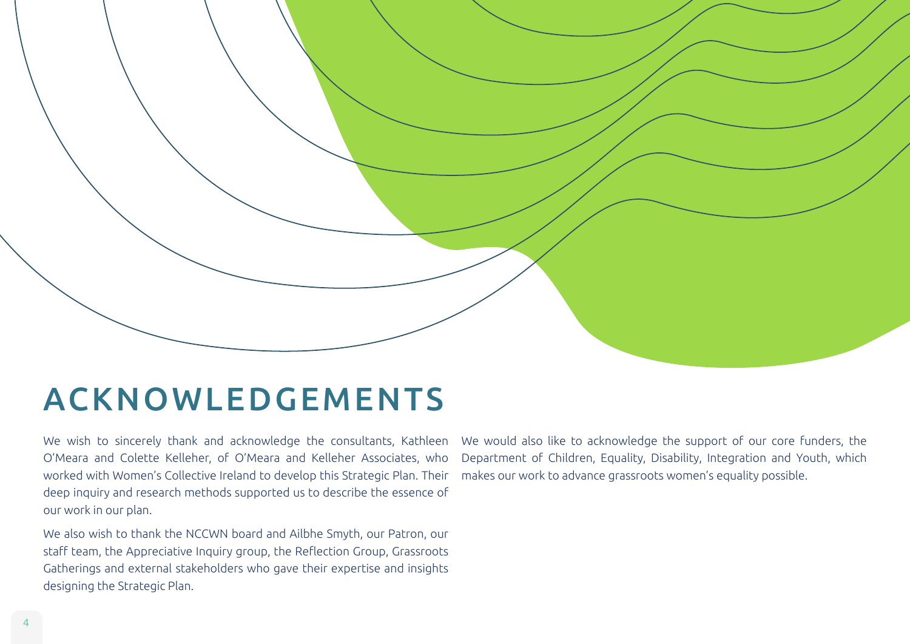# ACKNOWLEDGEMENTS

We wish to sincerely thank and acknowledge the consultants, Kathleen O'Meara and Colette Kelleher, of O'Meara and Kelleher Associates, who worked with Women's Collective Ireland to develop this Strategic Plan. Their deep inquiry and research methods supported us to describe the essence of our work in our plan.

We also wish to thank the NCCWN board and Ailbhe Smyth, our Patron, our staff team, the Appreciative Inquiry group, the Reflection Group, Grassroots Gatherings and external stakeholders who gave their expertise and insights designing the Strategic Plan.

We would also like to acknowledge the support of our core funders, the Department of Children, Equality, Disability, Integration and Youth, which makes our work to advance grassroots women's equality possible.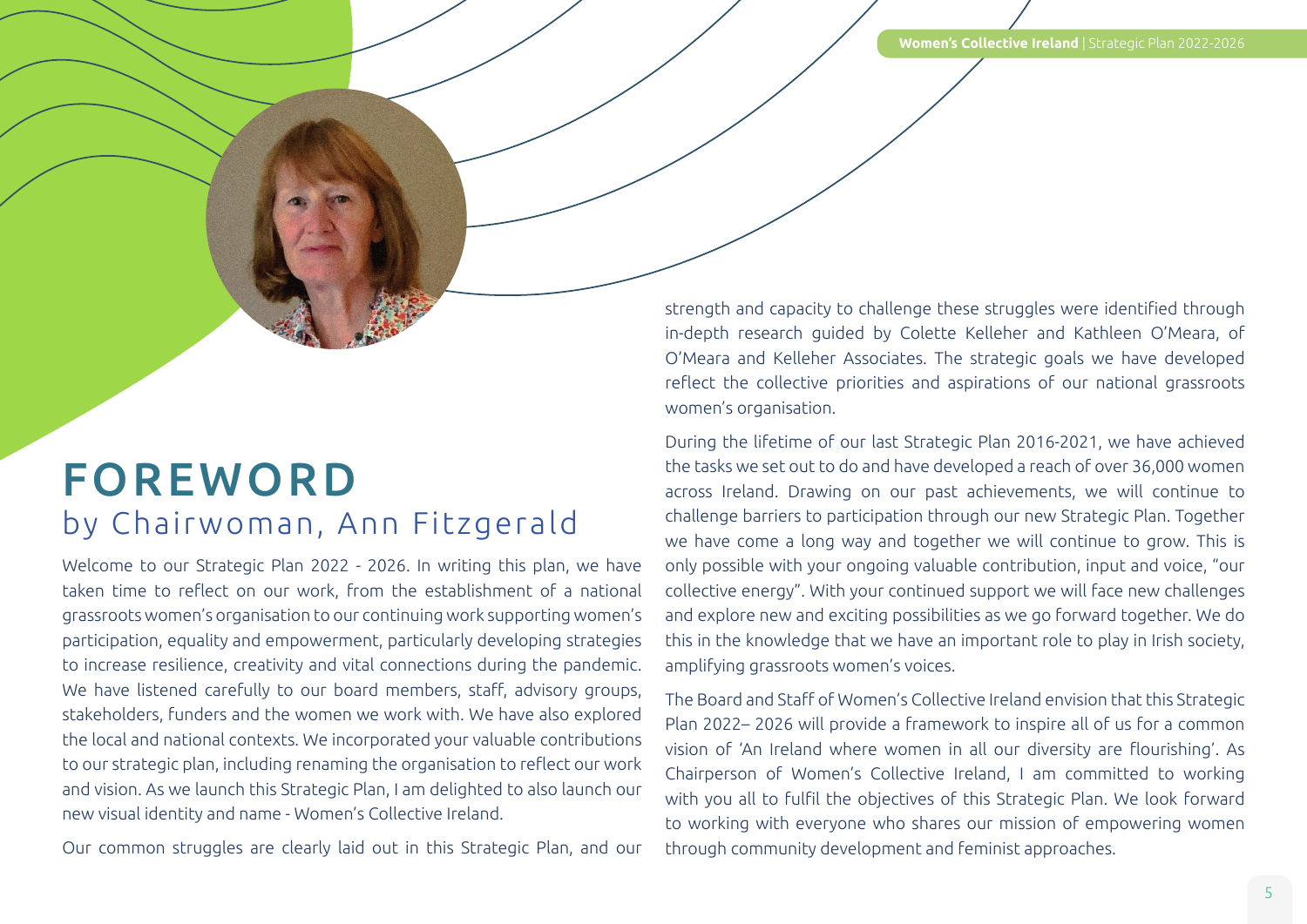# FOREWORD

## by Chairwoman, Ann Fitzgerald

Welcome to our Strategic Plan 2022 - 2026. In writing this plan, we have taken time to reflect on our work, from the establishment of a national grassroots women's organisation to our continuing work supporting women's participation, equality and empowerment, particularly developing strategies to increase resilience, creativity and vital connections during the pandemic. We have listened carefully to our board members, staff, advisory groups, stakeholders, funders and the women we work with. We have also explored the local and national contexts. We incorporated your valuable contributions to our strategic plan, including renaming the organisation to reflect our work and vision. As we launch this Strategic Plan, I am delighted to also launch our new visual identity and name - Women's Collective Ireland.

Our common struggles are clearly laid out in this Strategic Plan, and our strength and capacity to challenge these struggles were identified through in-depth research guided by Colette Kelleher and Kathleen O'Meara, of O'Meara and Kelleher Associates. The strategic goals we have developed reflect the collective priorities and aspirations of our national grassroots women's organisation.

During the lifetime of our last Strategic Plan 2016-2021, we have achieved the tasks we set out to do and have developed a reach of over 36,000 women across Ireland. Drawing on our past achievements, we will continue to challenge barriers to participation through our new Strategic Plan. Together we have come a long way and together we will continue to grow. This is only possible with your ongoing valuable contribution, input and voice, "our collective energy". With your continued support we will face new challenges and explore new and exciting possibilities as we go forward together. We do this in the knowledge that we have an important role to play in Irish society, amplifying grassroots women's voices.

The Board and Staff of Women's Collective Ireland envision that this Strategic Plan 2022– 2026 will provide a framework to inspire all of us for a common vision of 'An Ireland where women in all our diversity are flourishing'. As Chairperson of Women's Collective Ireland, I am committed to working with you all to fulfil the objectives of this Strategic Plan. We look forward to working with everyone who shares our mission of empowering women through community development and feminist approaches.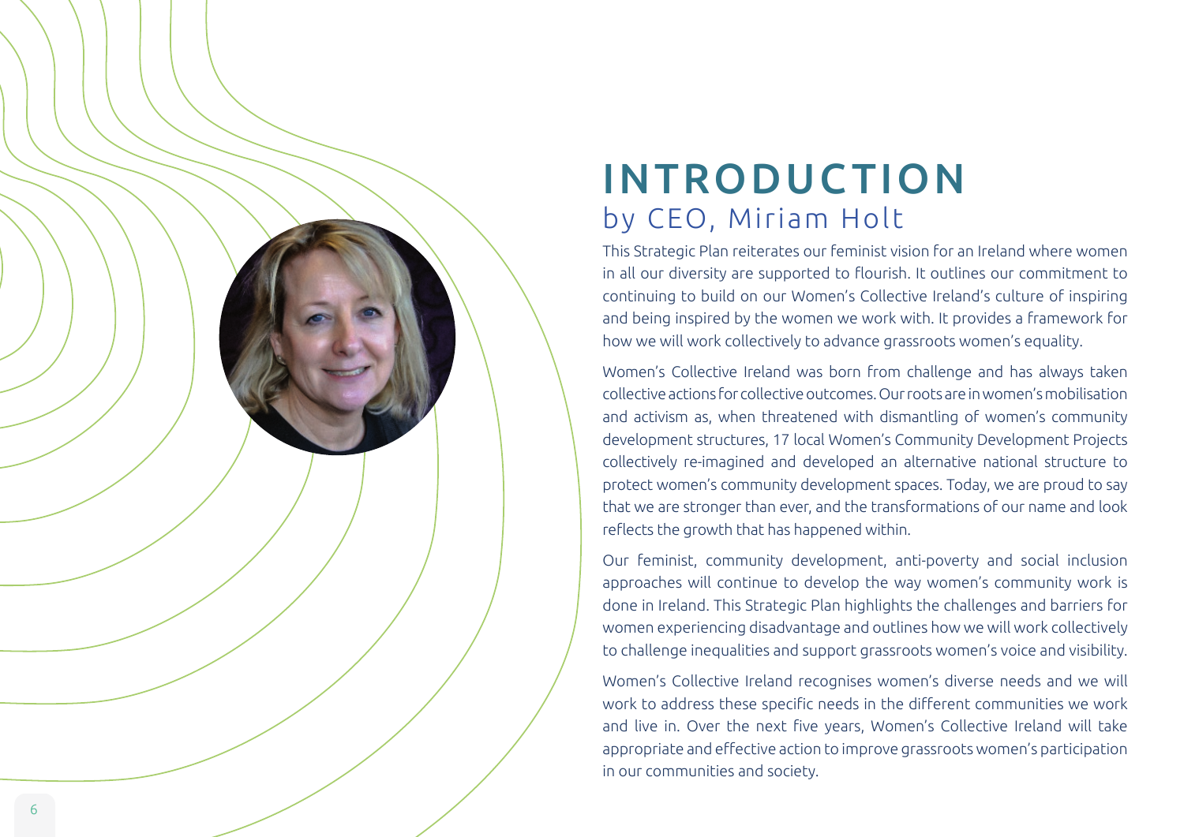# INTRODUCTION

## by CEO, Miriam Holt

This Strategic Plan reiterates our feminist vision for an Ireland where women in all our diversity are supported to flourish. It outlines our commitment to continuing to build on our Women's Collective Ireland's culture of inspiring and being inspired by the women we work with. It provides a framework for how we will work collectively to advance grassroots women's equality.

Women's Collective Ireland was born from challenge and has always taken collective actions for collective outcomes. Our roots are in women's mobilisation and activism as, when threatened with dismantling of women's community development structures, 17 local Women's Community Development Projects collectively re-imagined and developed an alternative national structure to protect women's community development spaces. Today, we are proud to say that we are stronger than ever, and the transformations of our name and look reflects the growth that has happened within.

Our feminist, community development, anti-poverty and social inclusion approaches will continue to develop the way women's community work is done in Ireland. This Strategic Plan highlights the challenges and barriers for women experiencing disadvantage and outlines how we will work collectively to challenge inequalities and support grassroots women's voice and visibility.

Women's Collective Ireland recognises women's diverse needs and we will work to address these specific needs in the different communities we work and live in. Over the next five years, Women's Collective Ireland will take appropriate and effective action to improve grassroots women's participation in our communities and society.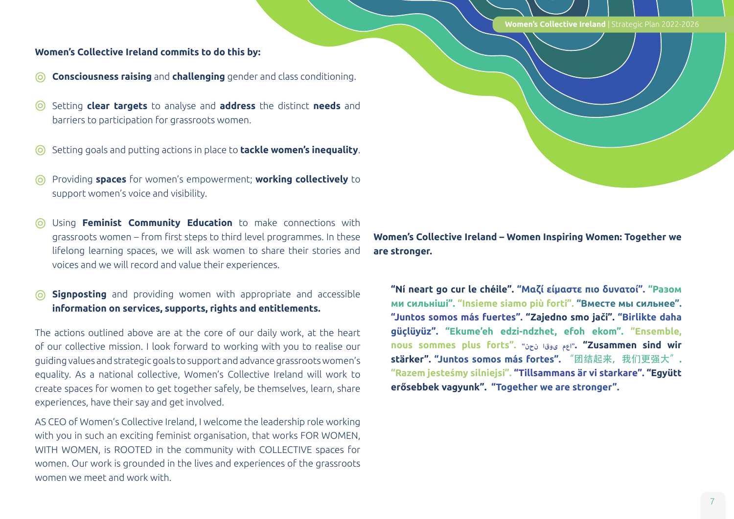**Women's Collective Ireland commits to do this by:**

- **Consciousness raising** and **challenging** gender and class conditioning.
- Setting **clear targets** to analyse and **address** the distinct **needs** and barriers to participation for grassroots women.
- Setting goals and putting actions in place to **tackle women's inequality**.
- Providing **spaces** for women's empowerment; **working collectively** to support women's voice and visibility.
- Using **Feminist Community Education** to make connections with grassroots women – from first steps to third level programmes. In these lifelong learning spaces, we will ask women to share their stories and voices and we will record and value their experiences.
- **Signposting** and providing women with appropriate and accessible **information on services, supports, rights and entitlements.**

The actions outlined above are at the core of our daily work, at the heart of our collective mission. I look forward to working with you to realise our guiding values and strategic goals to support and advance grassroots women's equality. As a national collective, Women's Collective Ireland will work to create spaces for women to get together safely, be themselves, learn, share experiences, have their say and get involved.

AS CEO of Women's Collective Ireland, I welcome the leadership role working with you in such an exciting feminist organisation, that works FOR WOMEN, WITH WOMEN, is ROOTED in the community with COLLECTIVE spaces for women. Our work is grounded in the lives and experiences of the grassroots women we meet and work with.

**Women's Collective Ireland – Women Inspiring Women: Together we are stronger.**

**"Ní neart go cur le chéile". "Μαζί είμαστε πιο δυνατοί". "Разом ми сильніші". "Insieme siamo più forti". "Вместе мы сильнее". "Juntos somos más fuertes". "Zajedno smo jači". "Birlikte daha güçlüyüz". "Ekume'eh edzi-ndzhet, efoh ekom". "Ensemble, nous sommes plus forts".** "نحن اقوى معا". **"Zusammen sind wir stärker". "Juntos somos más fortes".** "团结起来，我们更强大"**. "Razem jesteśmy silniejsi". "Tillsammans är vi starkare". "Együtt erősebbek vagyunk". "Together we are stronger".**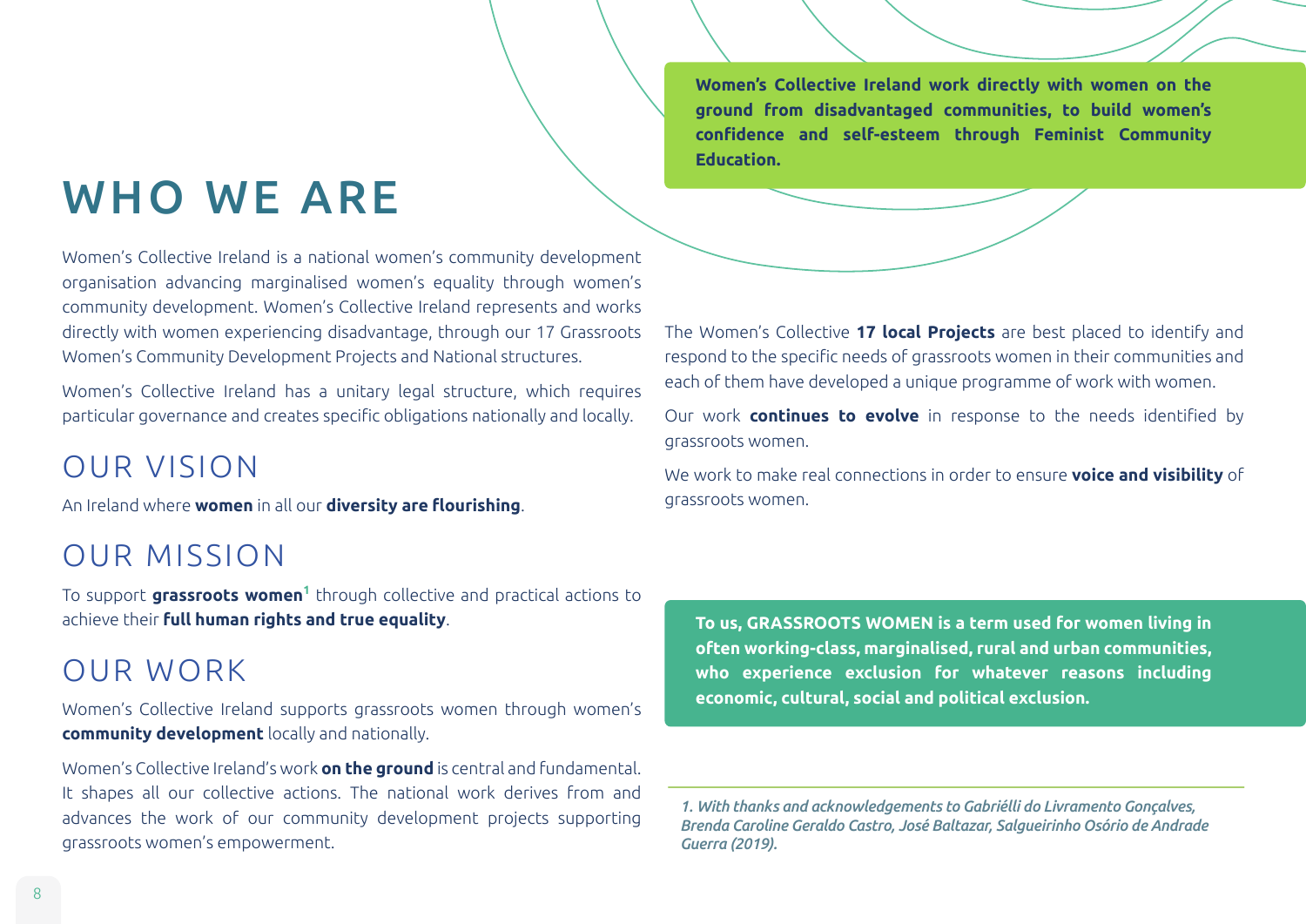# WHO WE ARE

Women's Collective Ireland is a national women's community development organisation advancing marginalised women's equality through women's community development. Women's Collective Ireland represents and works directly with women experiencing disadvantage, through our 17 Grassroots Women's Community Development Projects and National structures.

Women's Collective Ireland has a unitary legal structure, which requires particular governance and creates specific obligations nationally and locally.

## OUR VISION

An Ireland where **women** in all our **diversity are flourishing**.

## OUR MISSION

To support **grassroots women**[1] through collective and practical actions to achieve their **full human rights and true equality**.

## OUR WORK

Women's Collective Ireland supports grassroots women through women's **community development** locally and nationally.

Women's Collective Ireland's work **on the ground** is central and fundamental. It shapes all our collective actions. The national work derives from and advances the work of our community development projects supporting grassroots women's empowerment.

**Women's Collective Ireland work directly with women on the ground from disadvantaged communities, to build women's confidence and self-esteem through Feminist Community Education.**

The Women's Collective **17 local Projects** are best placed to identify and respond to the specific needs of grassroots women in their communities and each of them have developed a unique programme of work with women.

Our work **continues to evolve** in response to the needs identified by grassroots women.

We work to make real connections in order to ensure **voice and visibility** of grassroots women.

**To us, GRASSROOTS WOMEN is a term used for women living in often working-class, marginalised, rural and urban communities, who experience exclusion for whatever reasons including economic, cultural, social and political exclusion.**

*1. With thanks and acknowledgements to Gabriélli do Livramento Gonçalves, Brenda Caroline Geraldo Castro, José Baltazar, Salgueirinho Osório de Andrade Guerra (2019).*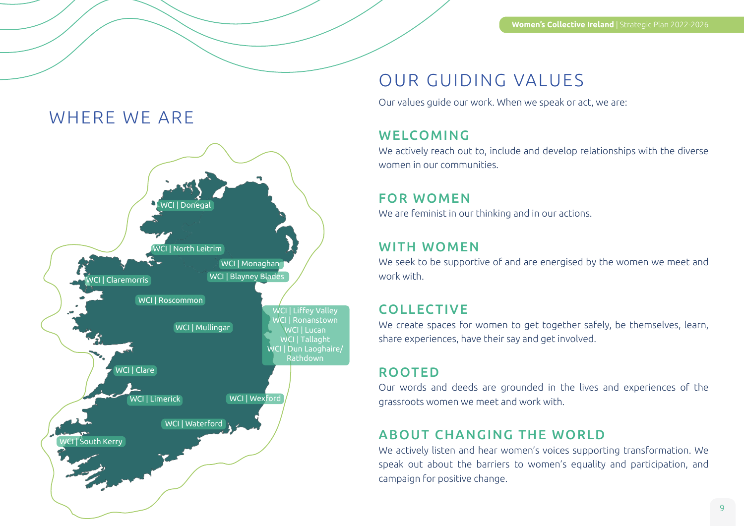## WHERE WE ARE

- WCI | Donegal
- WCI | North Leitrim
- WCI | Monaghan
- WCI | Blayney Blades
- WCI | Claremorris
- WCI | Roscommon
- WCI | Liffey Valley
- WCI | Ronanstown
- WCI | Lucan
- WCI | Tallaght
- WCI | Dun Laoghaire/ Rathdown
- WCI | Mullingar
- WCI | Clare
- WCI | Limerick
- WCI | Wexford
- WCI | Waterford
- WCI | South Kerry

## OUR GUIDING VALUES

Our values guide our work. When we speak or act, we are:

### WELCOMING

We actively reach out to, include and develop relationships with the diverse women in our communities.

### FOR WOMEN

We are feminist in our thinking and in our actions.

### WITH WOMEN

We seek to be supportive of and are energised by the women we meet and work with.

### COLLECTIVE

We create spaces for women to get together safely, be themselves, learn, share experiences, have their say and get involved.

### ROOTED

Our words and deeds are grounded in the lives and experiences of the grassroots women we meet and work with.

### ABOUT CHANGING THE WORLD

We actively listen and hear women's voices supporting transformation. We speak out about the barriers to women's equality and participation, and campaign for positive change.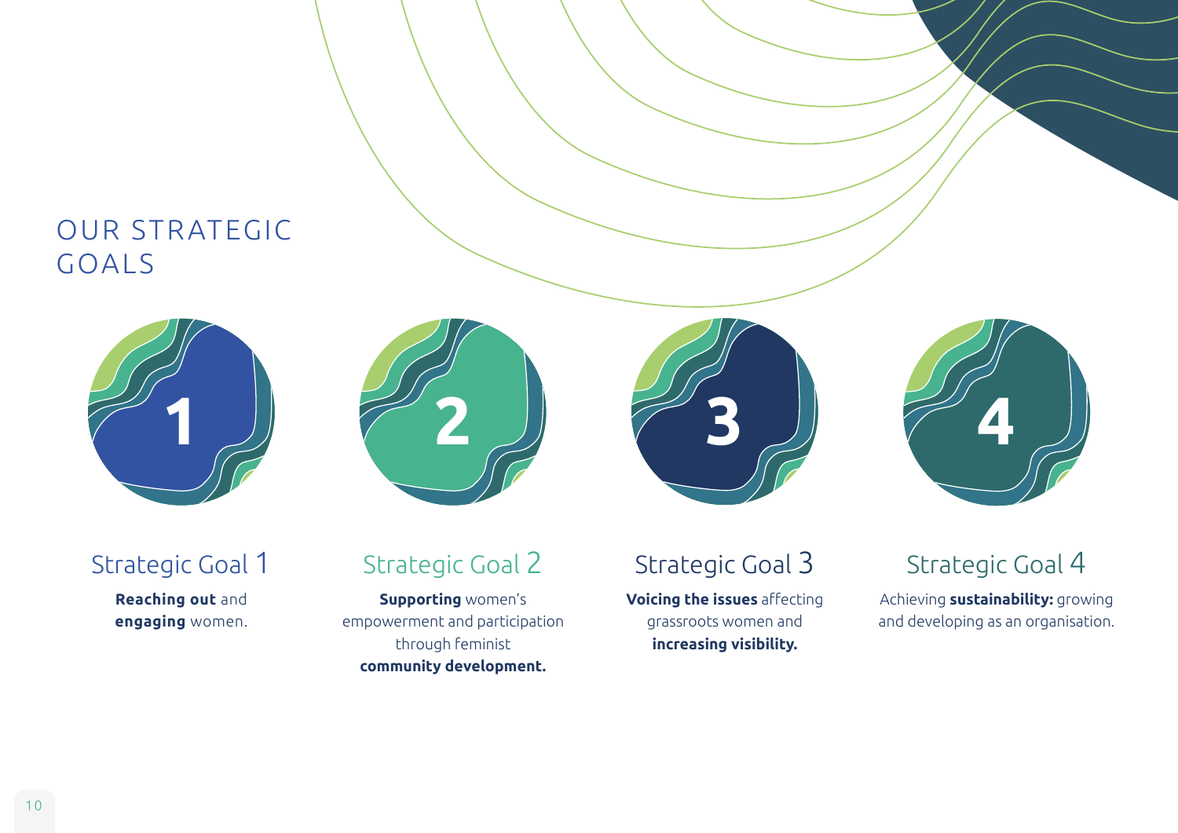# OUR STRATEGIC GOALS

1

2

3

4

## Strategic Goal 1

**Reaching out** and **engaging** women.

## Strategic Goal 2

**Supporting** women's empowerment and participation through feminist **community development.**

## Strategic Goal 3

**Voicing the issues** affecting grassroots women and **increasing visibility.**

## Strategic Goal 4

Achieving **sustainability:** growing and developing as an organisation.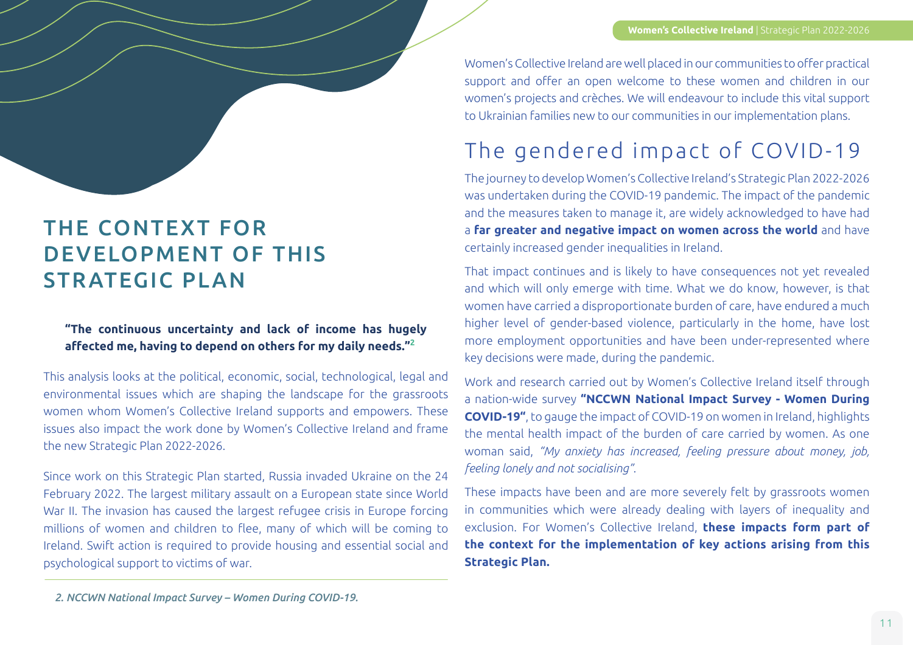# THE CONTEXT FOR DEVELOPMENT OF THIS STRATEGIC PLAN

> **"The continuous uncertainty and lack of income has hugely affected me, having to depend on others for my daily needs."**[2]

This analysis looks at the political, economic, social, technological, legal and environmental issues which are shaping the landscape for the grassroots women whom Women's Collective Ireland supports and empowers. These issues also impact the work done by Women's Collective Ireland and frame the new Strategic Plan 2022-2026.

Since work on this Strategic Plan started, Russia invaded Ukraine on the 24 February 2022. The largest military assault on a European state since World War II. The invasion has caused the largest refugee crisis in Europe forcing millions of women and children to flee, many of which will be coming to Ireland. Swift action is required to provide housing and essential social and psychological support to victims of war.

Women's Collective Ireland are well placed in our communities to offer practical support and offer an open welcome to these women and children in our women's projects and crèches. We will endeavour to include this vital support to Ukrainian families new to our communities in our implementation plans.

## The gendered impact of COVID-19

The journey to develop Women's Collective Ireland's Strategic Plan 2022-2026 was undertaken during the COVID-19 pandemic. The impact of the pandemic and the measures taken to manage it, are widely acknowledged to have had a **far greater and negative impact on women across the world** and have certainly increased gender inequalities in Ireland.

That impact continues and is likely to have consequences not yet revealed and which will only emerge with time. What we do know, however, is that women have carried a disproportionate burden of care, have endured a much higher level of gender-based violence, particularly in the home, have lost more employment opportunities and have been under-represented where key decisions were made, during the pandemic.

Work and research carried out by Women's Collective Ireland itself through a nation-wide survey **"NCCWN National Impact Survey - Women During COVID-19"**, to gauge the impact of COVID-19 on women in Ireland, highlights the mental health impact of the burden of care carried by women. As one woman said, *"My anxiety has increased, feeling pressure about money, job, feeling lonely and not socialising"*.

These impacts have been and are more severely felt by grassroots women in communities which were already dealing with layers of inequality and exclusion. For Women's Collective Ireland, **these impacts form part of the context for the implementation of key actions arising from this Strategic Plan.**

*2. NCCWN National Impact Survey – Women During COVID-19.*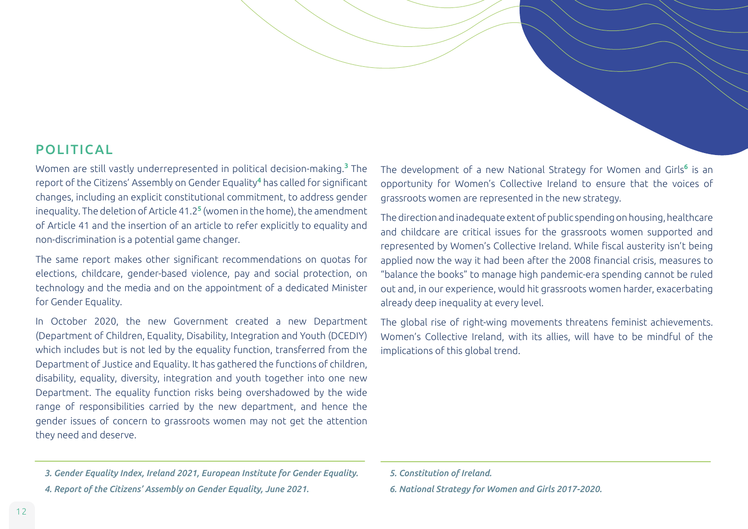## POLITICAL

Women are still vastly underrepresented in political decision-making.[3] The report of the Citizens' Assembly on Gender Equality[4] has called for significant changes, including an explicit constitutional commitment, to address gender inequality. The deletion of Article 41.2[5] (women in the home), the amendment of Article 41 and the insertion of an article to refer explicitly to equality and non-discrimination is a potential game changer.

The same report makes other significant recommendations on quotas for elections, childcare, gender-based violence, pay and social protection, on technology and the media and on the appointment of a dedicated Minister for Gender Equality.

In October 2020, the new Government created a new Department (Department of Children, Equality, Disability, Integration and Youth (DCEDIY) which includes but is not led by the equality function, transferred from the Department of Justice and Equality. It has gathered the functions of children, disability, equality, diversity, integration and youth together into one new Department. The equality function risks being overshadowed by the wide range of responsibilities carried by the new department, and hence the gender issues of concern to grassroots women may not get the attention they need and deserve.

The development of a new National Strategy for Women and Girls[6] is an opportunity for Women's Collective Ireland to ensure that the voices of grassroots women are represented in the new strategy.

The direction and inadequate extent of public spending on housing, healthcare and childcare are critical issues for the grassroots women supported and represented by Women's Collective Ireland. While fiscal austerity isn't being applied now the way it had been after the 2008 financial crisis, measures to "balance the books" to manage high pandemic-era spending cannot be ruled out and, in our experience, would hit grassroots women harder, exacerbating already deep inequality at every level.

The global rise of right-wing movements threatens feminist achievements. Women's Collective Ireland, with its allies, will have to be mindful of the implications of this global trend.

*3. Gender Equality Index, Ireland 2021, European Institute for Gender Equality.*

*4. Report of the Citizens' Assembly on Gender Equality, June 2021.*

*5. Constitution of Ireland.*

*6. National Strategy for Women and Girls 2017-2020.*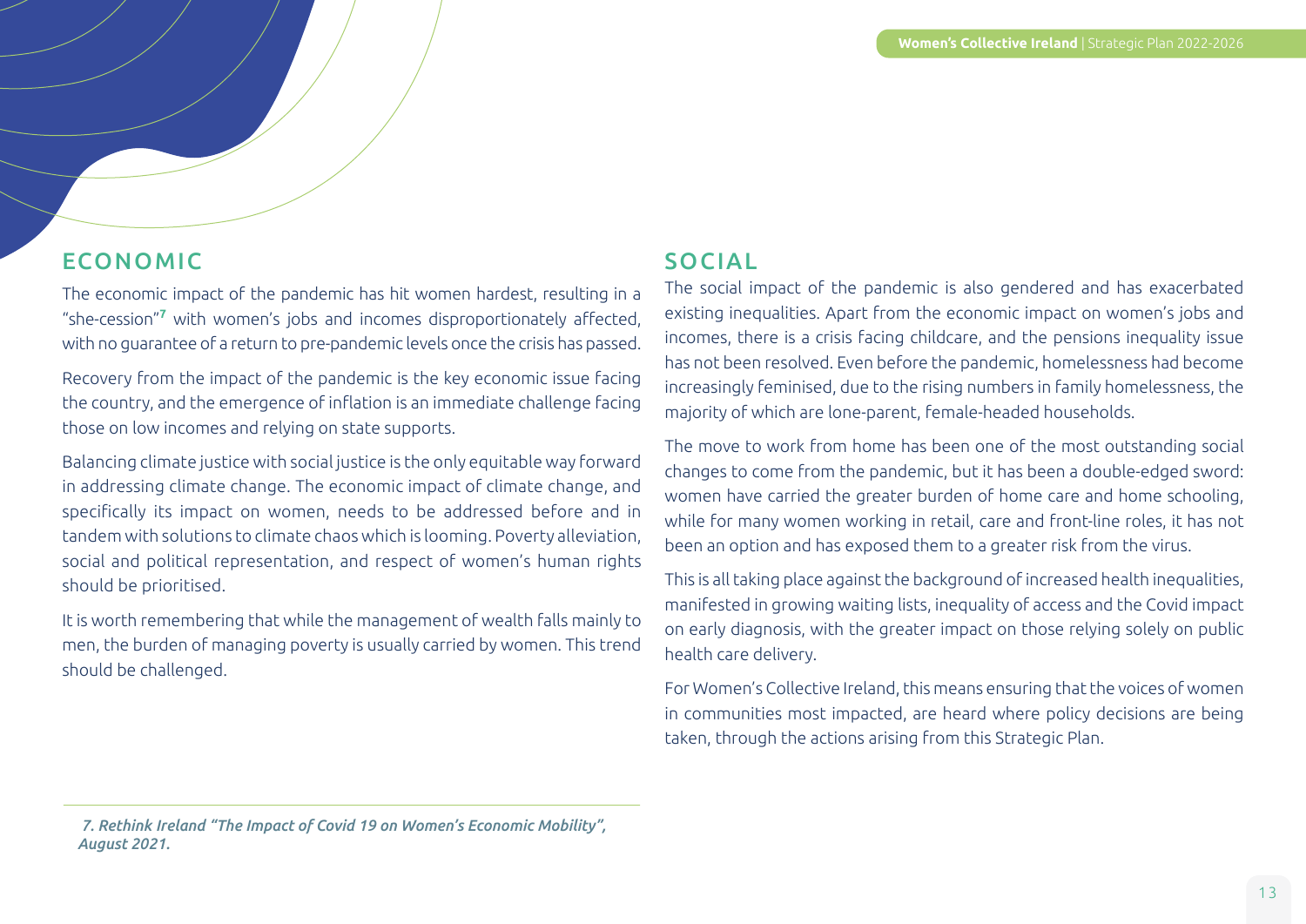## ECONOMIC

The economic impact of the pandemic has hit women hardest, resulting in a "she-cession"[7] with women's jobs and incomes disproportionately affected, with no guarantee of a return to pre-pandemic levels once the crisis has passed.

Recovery from the impact of the pandemic is the key economic issue facing the country, and the emergence of inflation is an immediate challenge facing those on low incomes and relying on state supports.

Balancing climate justice with social justice is the only equitable way forward in addressing climate change. The economic impact of climate change, and specifically its impact on women, needs to be addressed before and in tandem with solutions to climate chaos which is looming. Poverty alleviation, social and political representation, and respect of women's human rights should be prioritised.

It is worth remembering that while the management of wealth falls mainly to men, the burden of managing poverty is usually carried by women. This trend should be challenged.

## SOCIAL

The social impact of the pandemic is also gendered and has exacerbated existing inequalities. Apart from the economic impact on women's jobs and incomes, there is a crisis facing childcare, and the pensions inequality issue has not been resolved. Even before the pandemic, homelessness had become increasingly feminised, due to the rising numbers in family homelessness, the majority of which are lone-parent, female-headed households.

The move to work from home has been one of the most outstanding social changes to come from the pandemic, but it has been a double-edged sword: women have carried the greater burden of home care and home schooling, while for many women working in retail, care and front-line roles, it has not been an option and has exposed them to a greater risk from the virus.

This is all taking place against the background of increased health inequalities, manifested in growing waiting lists, inequality of access and the Covid impact on early diagnosis, with the greater impact on those relying solely on public health care delivery.

For Women's Collective Ireland, this means ensuring that the voices of women in communities most impacted, are heard where policy decisions are being taken, through the actions arising from this Strategic Plan.

---

*7. Rethink Ireland "The Impact of Covid 19 on Women's Economic Mobility", August 2021.*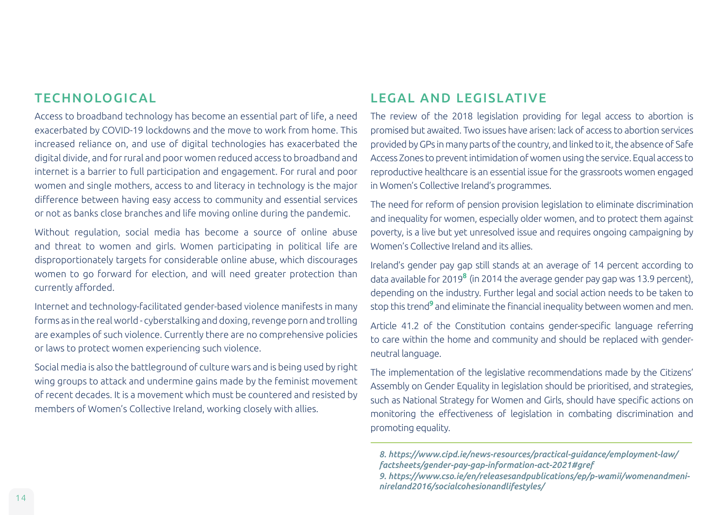## TECHNOLOGICAL

Access to broadband technology has become an essential part of life, a need exacerbated by COVID-19 lockdowns and the move to work from home. This increased reliance on, and use of digital technologies has exacerbated the digital divide, and for rural and poor women reduced access to broadband and internet is a barrier to full participation and engagement. For rural and poor women and single mothers, access to and literacy in technology is the major difference between having easy access to community and essential services or not as banks close branches and life moving online during the pandemic.

Without regulation, social media has become a source of online abuse and threat to women and girls. Women participating in political life are disproportionately targets for considerable online abuse, which discourages women to go forward for election, and will need greater protection than currently afforded.

Internet and technology-facilitated gender-based violence manifests in many forms as in the real world - cyberstalking and doxing, revenge porn and trolling are examples of such violence. Currently there are no comprehensive policies or laws to protect women experiencing such violence.

Social media is also the battleground of culture wars and is being used by right wing groups to attack and undermine gains made by the feminist movement of recent decades. It is a movement which must be countered and resisted by members of Women's Collective Ireland, working closely with allies.

## LEGAL AND LEGISLATIVE

The review of the 2018 legislation providing for legal access to abortion is promised but awaited. Two issues have arisen: lack of access to abortion services provided by GPs in many parts of the country, and linked to it, the absence of Safe Access Zones to prevent intimidation of women using the service. Equal access to reproductive healthcare is an essential issue for the grassroots women engaged in Women's Collective Ireland's programmes.

The need for reform of pension provision legislation to eliminate discrimination and inequality for women, especially older women, and to protect them against poverty, is a live but yet unresolved issue and requires ongoing campaigning by Women's Collective Ireland and its allies.

Ireland's gender pay gap still stands at an average of 14 percent according to data available for 2019[8] (in 2014 the average gender pay gap was 13.9 percent), depending on the industry. Further legal and social action needs to be taken to stop this trend[9] and eliminate the financial inequality between women and men.

Article 41.2 of the Constitution contains gender-specific language referring to care within the home and community and should be replaced with gender-neutral language.

The implementation of the legislative recommendations made by the Citizens' Assembly on Gender Equality in legislation should be prioritised, and strategies, such as National Strategy for Women and Girls, should have specific actions on monitoring the effectiveness of legislation in combating discrimination and promoting equality.

---

*8. https://www.cipd.ie/news-resources/practical-guidance/employment-law/factsheets/gender-pay-gap-information-act-2021#gref*
*9. https://www.cso.ie/en/releasesandpublications/ep/p-wamii/womenandmeninireland2016/socialcohesionandlifestyles/*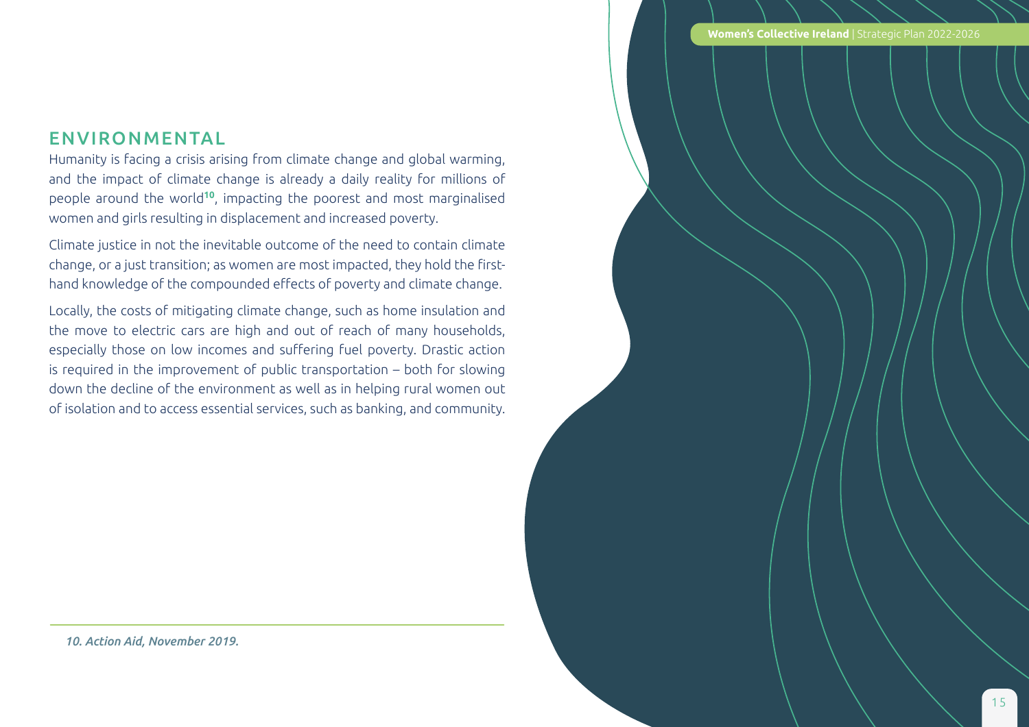## ENVIRONMENTAL

Humanity is facing a crisis arising from climate change and global warming, and the impact of climate change is already a daily reality for millions of people around the world[10], impacting the poorest and most marginalised women and girls resulting in displacement and increased poverty.

Climate justice in not the inevitable outcome of the need to contain climate change, or a just transition; as women are most impacted, they hold the first-hand knowledge of the compounded effects of poverty and climate change.

Locally, the costs of mitigating climate change, such as home insulation and the move to electric cars are high and out of reach of many households, especially those on low incomes and suffering fuel poverty. Drastic action is required in the improvement of public transportation – both for slowing down the decline of the environment as well as in helping rural women out of isolation and to access essential services, such as banking, and community.

---

*10. Action Aid, November 2019.*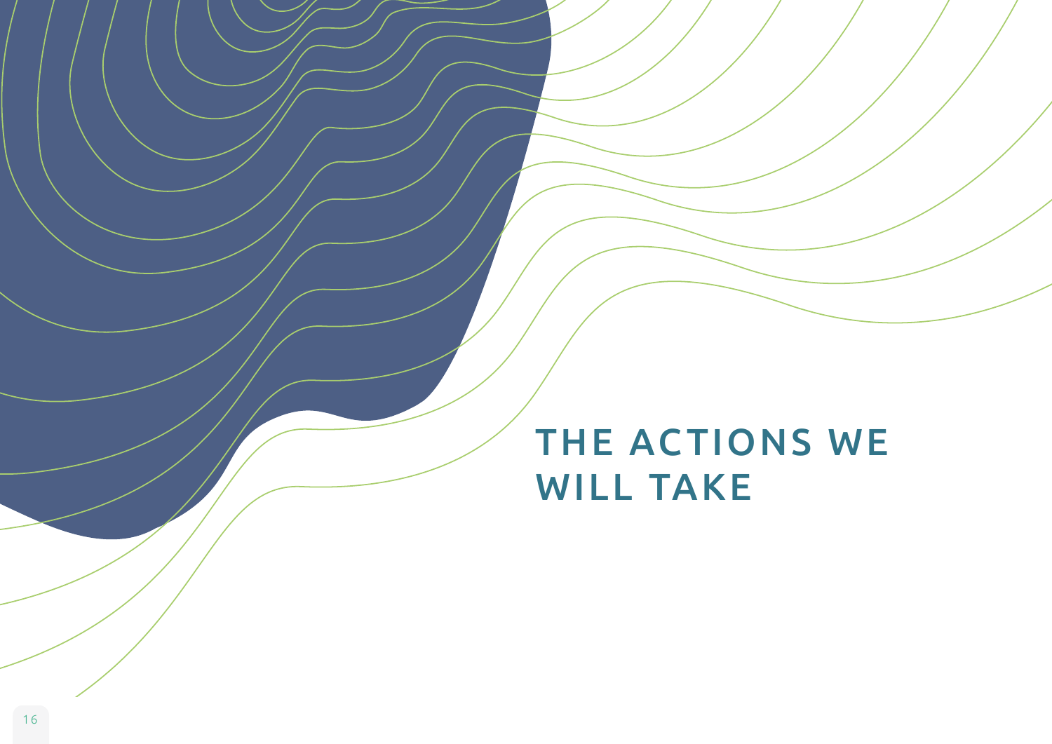# THE ACTIONS WE WILL TAKE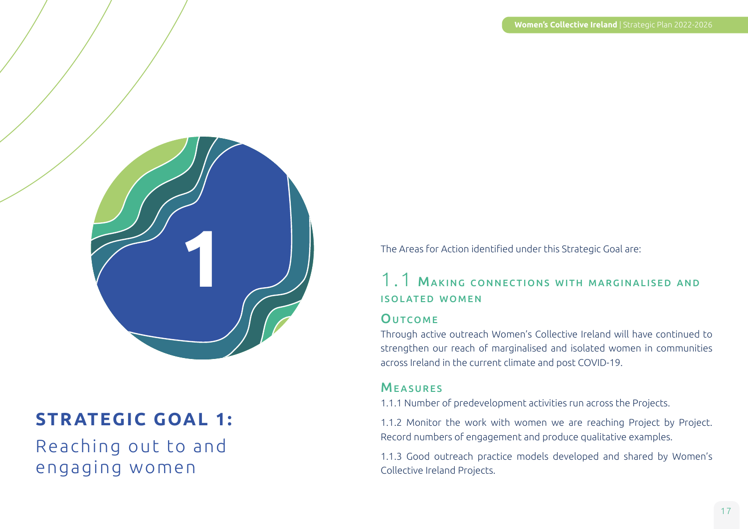# STRATEGIC GOAL 1:

Reaching out to and engaging women

The Areas for Action identified under this Strategic Goal are:

## 1.1 Making connections with marginalised and isolated women

### Outcome

Through active outreach Women's Collective Ireland will have continued to strengthen our reach of marginalised and isolated women in communities across Ireland in the current climate and post COVID-19.

### Measures

1.1.1 Number of predevelopment activities run across the Projects.

1.1.2 Monitor the work with women we are reaching Project by Project. Record numbers of engagement and produce qualitative examples.

1.1.3 Good outreach practice models developed and shared by Women's Collective Ireland Projects.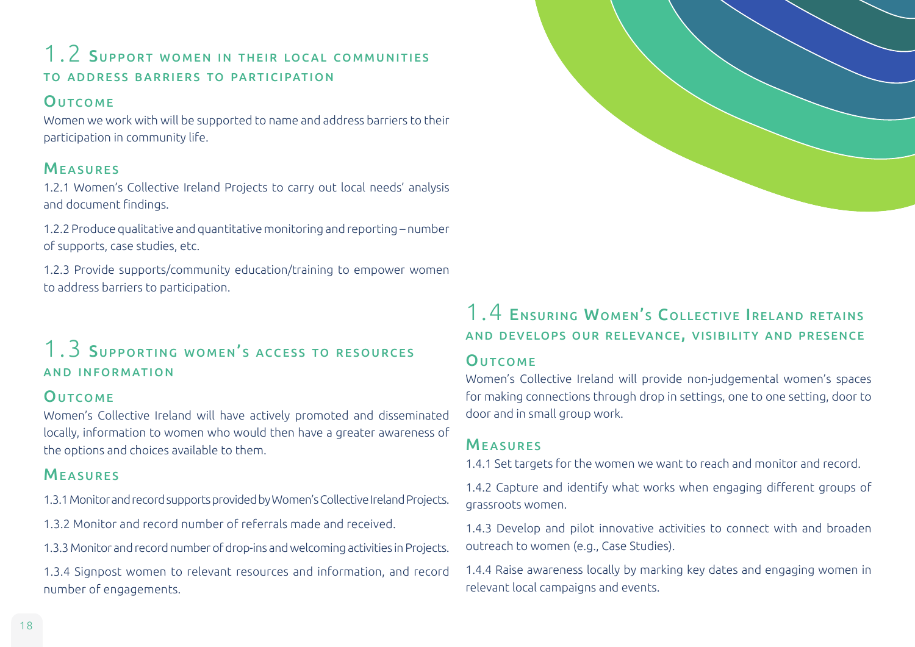## 1.2 Support women in their local communities to address barriers to participation

### Outcome

Women we work with will be supported to name and address barriers to their participation in community life.

### Measures

1.2.1 Women's Collective Ireland Projects to carry out local needs' analysis and document findings.

1.2.2 Produce qualitative and quantitative monitoring and reporting – number of supports, case studies, etc.

1.2.3 Provide supports/community education/training to empower women to address barriers to participation.

## 1.3 Supporting women's access to resources and information

### Outcome

Women's Collective Ireland will have actively promoted and disseminated locally, information to women who would then have a greater awareness of the options and choices available to them.

### Measures

1.3.1 Monitor and record supports provided by Women's Collective Ireland Projects.

1.3.2 Monitor and record number of referrals made and received.

1.3.3 Monitor and record number of drop-ins and welcoming activities in Projects.

1.3.4 Signpost women to relevant resources and information, and record number of engagements.

## 1.4 Ensuring Women's Collective Ireland retains and develops our relevance, visibility and presence

### Outcome

Women's Collective Ireland will provide non-judgemental women's spaces for making connections through drop in settings, one to one setting, door to door and in small group work.

### Measures

1.4.1 Set targets for the women we want to reach and monitor and record.

1.4.2 Capture and identify what works when engaging different groups of grassroots women.

1.4.3 Develop and pilot innovative activities to connect with and broaden outreach to women (e.g., Case Studies).

1.4.4 Raise awareness locally by marking key dates and engaging women in relevant local campaigns and events.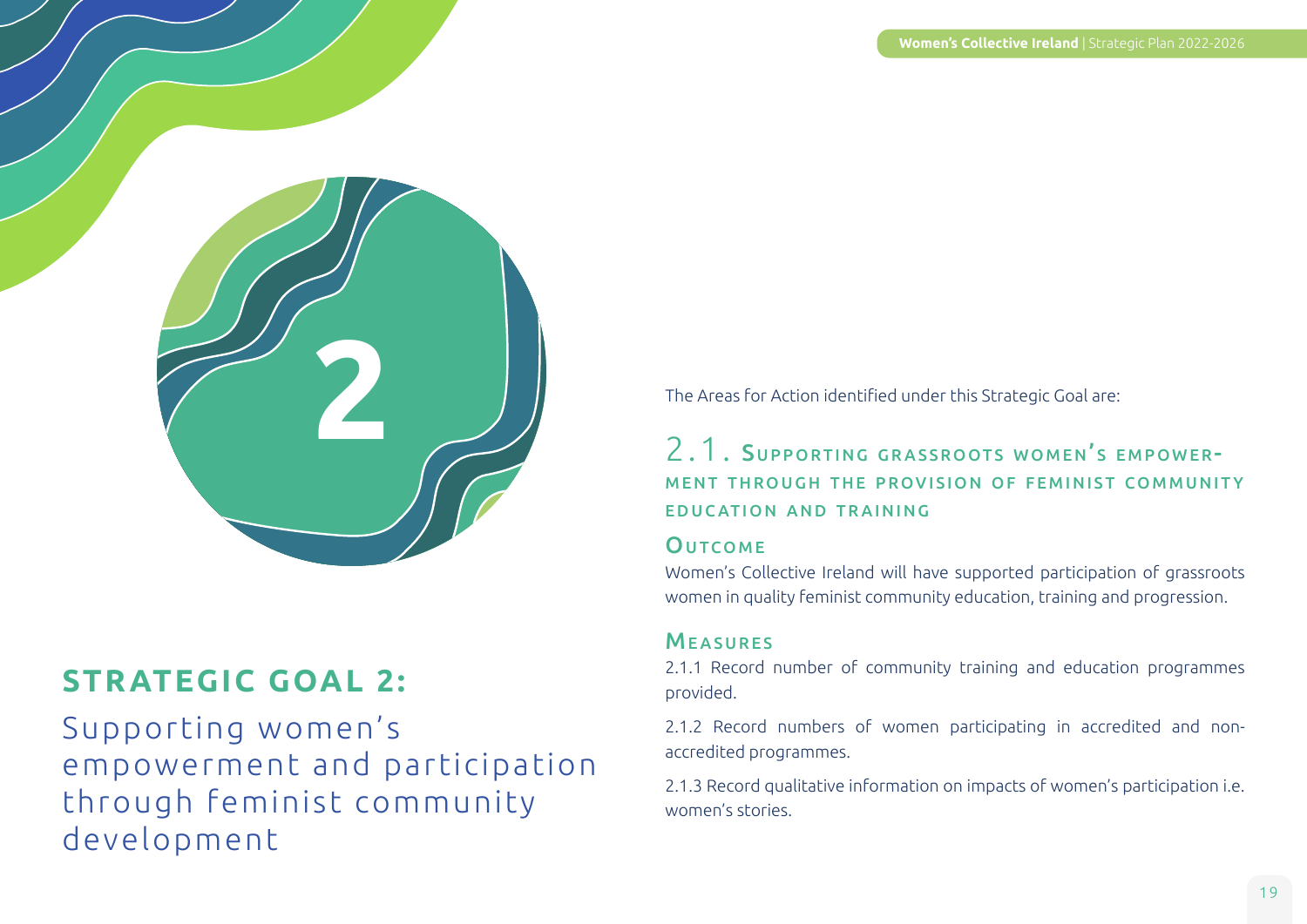2

## STRATEGIC GOAL 2:

Supporting women's empowerment and participation through feminist community development

The Areas for Action identified under this Strategic Goal are:

### 2.1. Supporting grassroots women's empowerment through the provision of feminist community education and training

#### Outcome

Women's Collective Ireland will have supported participation of grassroots women in quality feminist community education, training and progression.

#### Measures

2.1.1 Record number of community training and education programmes provided.

2.1.2 Record numbers of women participating in accredited and non-accredited programmes.

2.1.3 Record qualitative information on impacts of women's participation i.e. women's stories.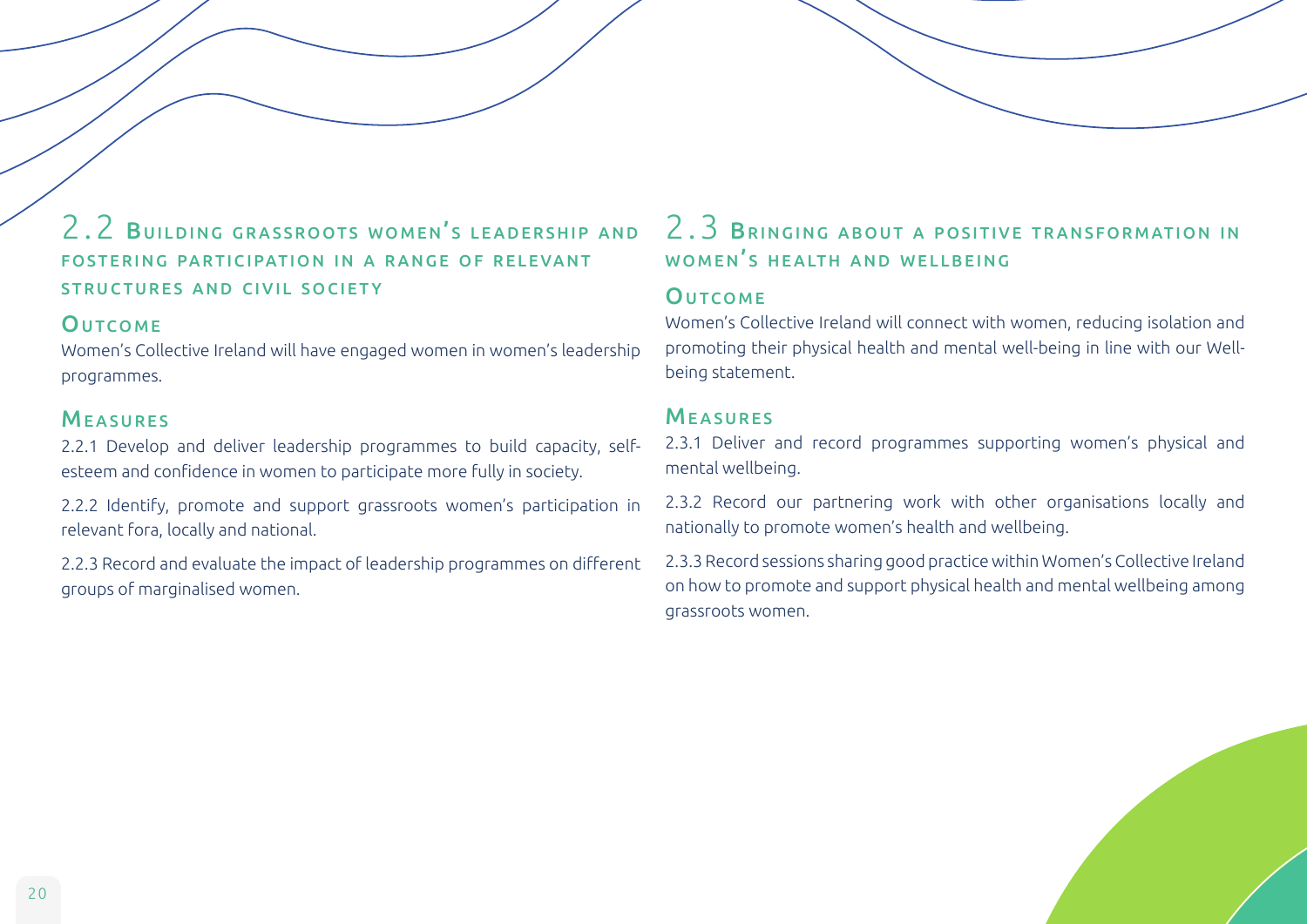## 2.2 Building grassroots women's leadership and fostering participation in a range of relevant structures and civil society

### Outcome

Women's Collective Ireland will have engaged women in women's leadership programmes.

### Measures

2.2.1 Develop and deliver leadership programmes to build capacity, self-esteem and confidence in women to participate more fully in society.

2.2.2 Identify, promote and support grassroots women's participation in relevant fora, locally and national.

2.2.3 Record and evaluate the impact of leadership programmes on different groups of marginalised women.

## 2.3 Bringing about a positive transformation in women's health and wellbeing

### Outcome

Women's Collective Ireland will connect with women, reducing isolation and promoting their physical health and mental well-being in line with our Well-being statement.

### Measures

2.3.1 Deliver and record programmes supporting women's physical and mental wellbeing.

2.3.2 Record our partnering work with other organisations locally and nationally to promote women's health and wellbeing.

2.3.3 Record sessions sharing good practice within Women's Collective Ireland on how to promote and support physical health and mental wellbeing among grassroots women.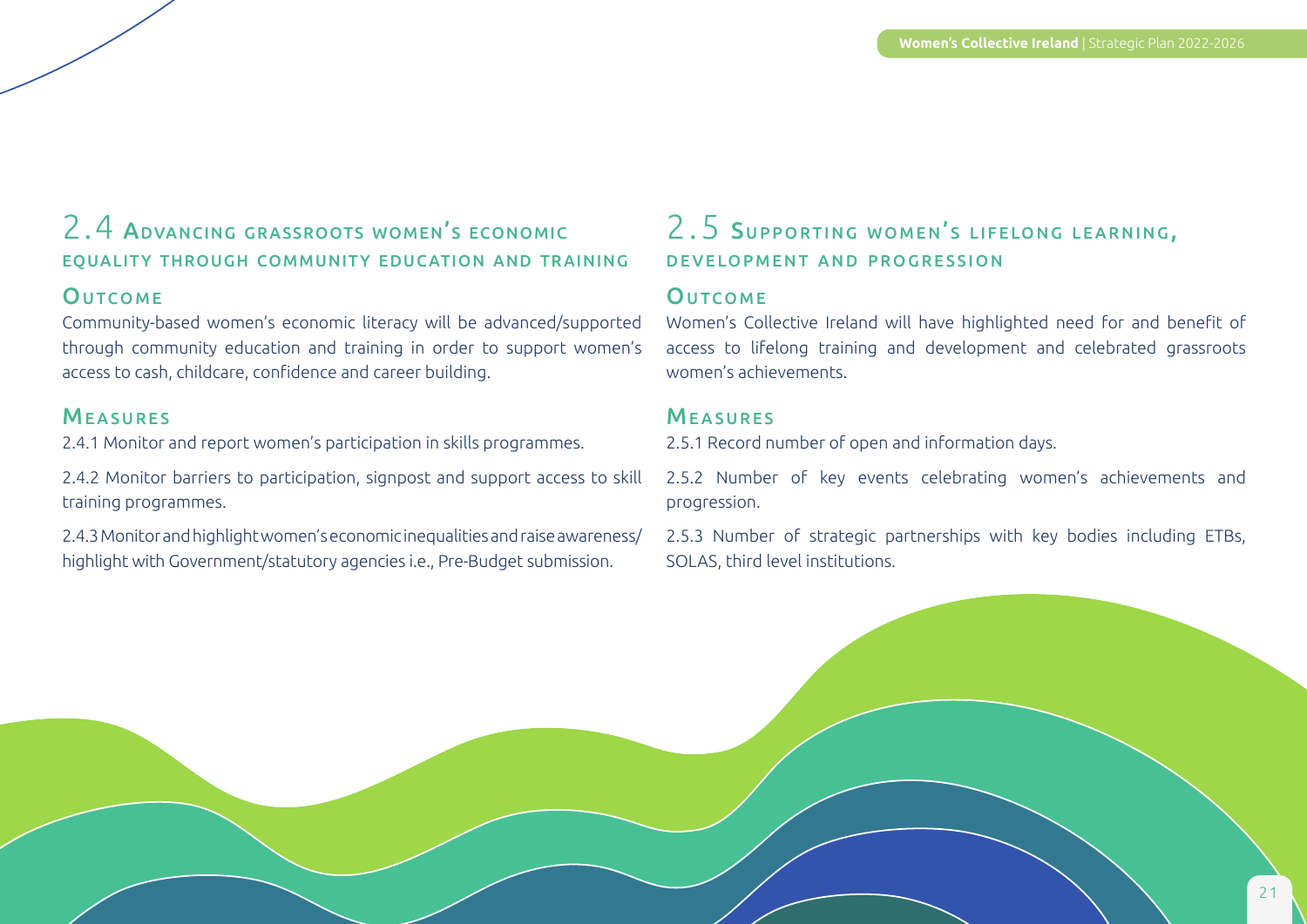## 2.4 Advancing grassroots women's economic equality through community education and training

### Outcome

Community-based women's economic literacy will be advanced/supported through community education and training in order to support women's access to cash, childcare, confidence and career building.

### Measures

2.4.1 Monitor and report women's participation in skills programmes.

2.4.2 Monitor barriers to participation, signpost and support access to skill training programmes.

2.4.3 Monitor and highlight women's economic inequalities and raise awareness/ highlight with Government/statutory agencies i.e., Pre-Budget submission.

## 2.5 Supporting women's lifelong learning, development and progression

### Outcome

Women's Collective Ireland will have highlighted need for and benefit of access to lifelong training and development and celebrated grassroots women's achievements.

### Measures

2.5.1 Record number of open and information days.

2.5.2 Number of key events celebrating women's achievements and progression.

2.5.3 Number of strategic partnerships with key bodies including ETBs, SOLAS, third level institutions.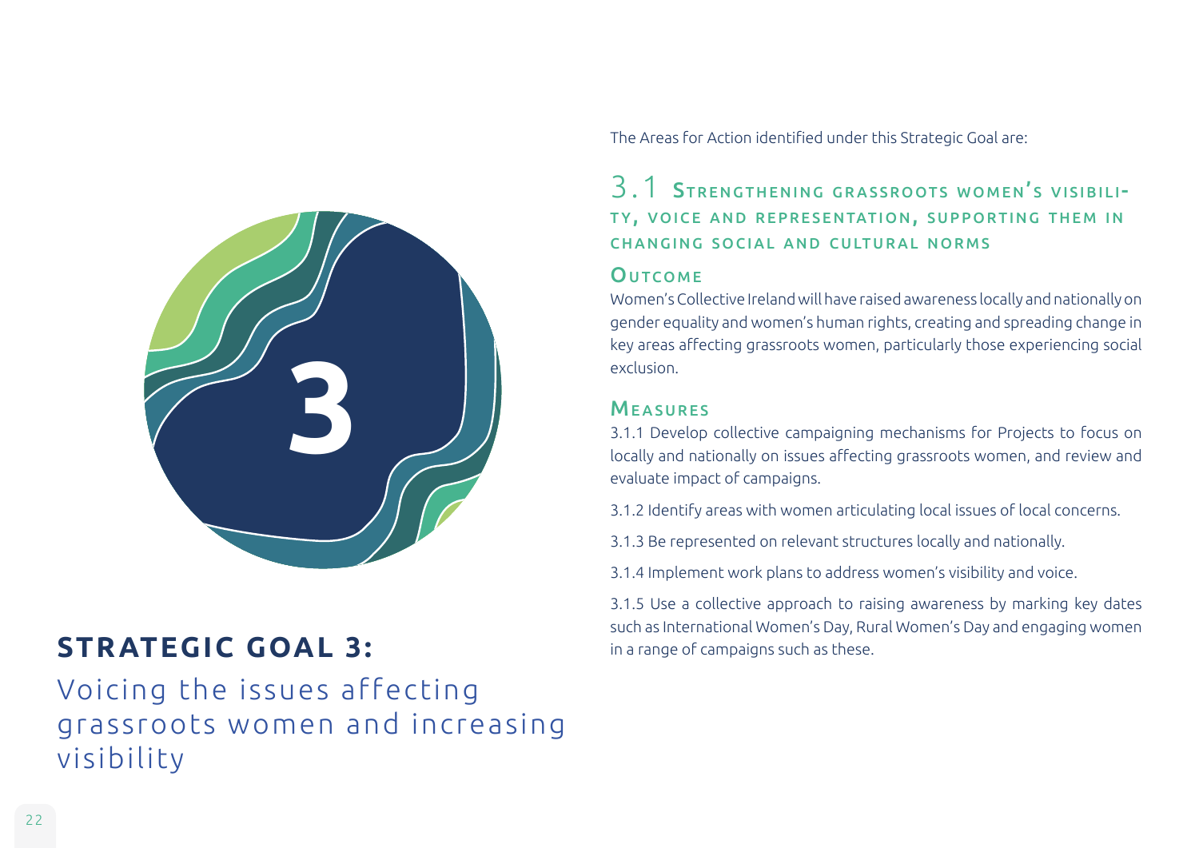## STRATEGIC GOAL 3:

Voicing the issues affecting grassroots women and increasing visibility

The Areas for Action identified under this Strategic Goal are:

### 3.1 Strengthening grassroots women's visibility, voice and representation, supporting them in changing social and cultural norms

#### Outcome

Women's Collective Ireland will have raised awareness locally and nationally on gender equality and women's human rights, creating and spreading change in key areas affecting grassroots women, particularly those experiencing social exclusion.

#### Measures

3.1.1 Develop collective campaigning mechanisms for Projects to focus on locally and nationally on issues affecting grassroots women, and review and evaluate impact of campaigns.

3.1.2 Identify areas with women articulating local issues of local concerns.

3.1.3 Be represented on relevant structures locally and nationally.

3.1.4 Implement work plans to address women's visibility and voice.

3.1.5 Use a collective approach to raising awareness by marking key dates such as International Women's Day, Rural Women's Day and engaging women in a range of campaigns such as these.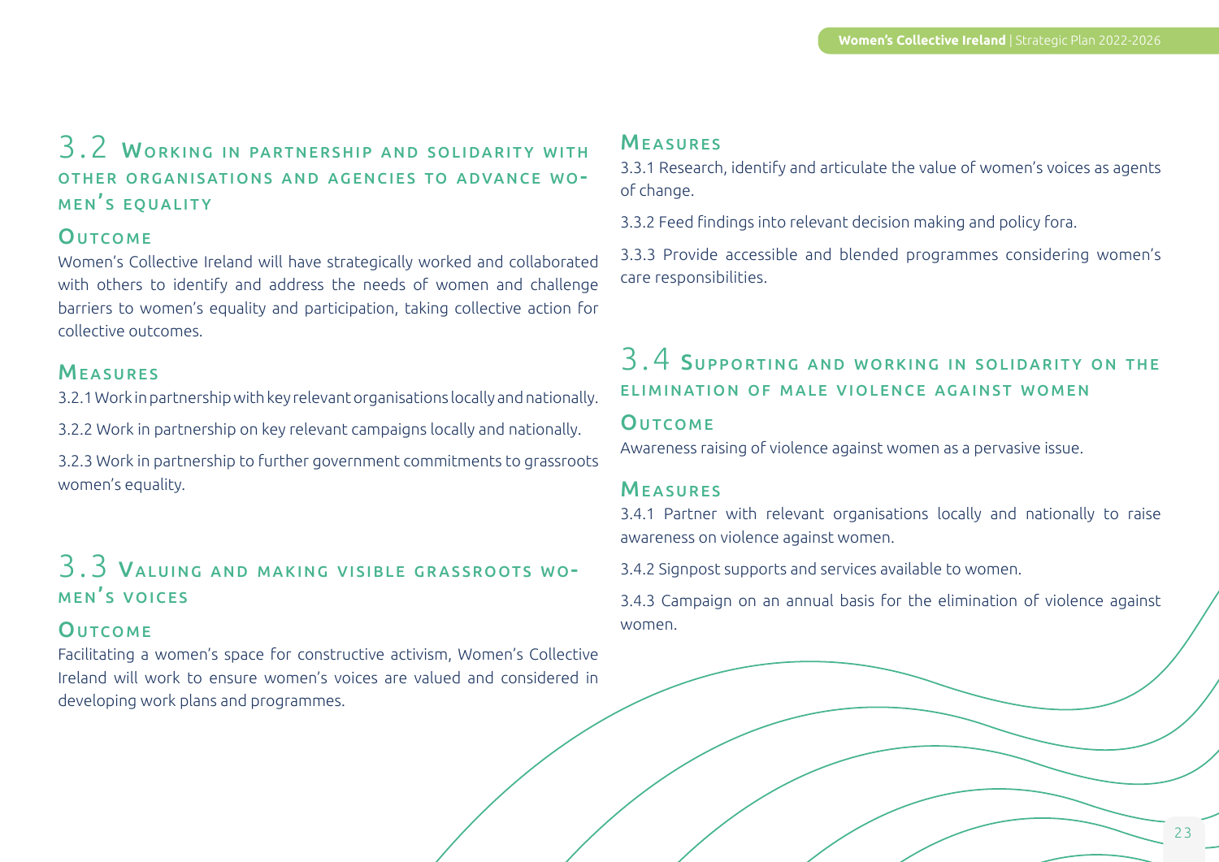## 3.2 Working in partnership and solidarity with other organisations and agencies to advance women's equality

### Outcome

Women's Collective Ireland will have strategically worked and collaborated with others to identify and address the needs of women and challenge barriers to women's equality and participation, taking collective action for collective outcomes.

### Measures

3.2.1 Work in partnership with key relevant organisations locally and nationally.

3.2.2 Work in partnership on key relevant campaigns locally and nationally.

3.2.3 Work in partnership to further government commitments to grassroots women's equality.

## 3.3 Valuing and making visible grassroots women's voices

### Outcome

Facilitating a women's space for constructive activism, Women's Collective Ireland will work to ensure women's voices are valued and considered in developing work plans and programmes.

### Measures

3.3.1 Research, identify and articulate the value of women's voices as agents of change.

3.3.2 Feed findings into relevant decision making and policy fora.

3.3.3 Provide accessible and blended programmes considering women's care responsibilities.

## 3.4 Supporting and working in solidarity on the elimination of male violence against women

### Outcome

Awareness raising of violence against women as a pervasive issue.

### Measures

3.4.1 Partner with relevant organisations locally and nationally to raise awareness on violence against women.

3.4.2 Signpost supports and services available to women.

3.4.3 Campaign on an annual basis for the elimination of violence against women.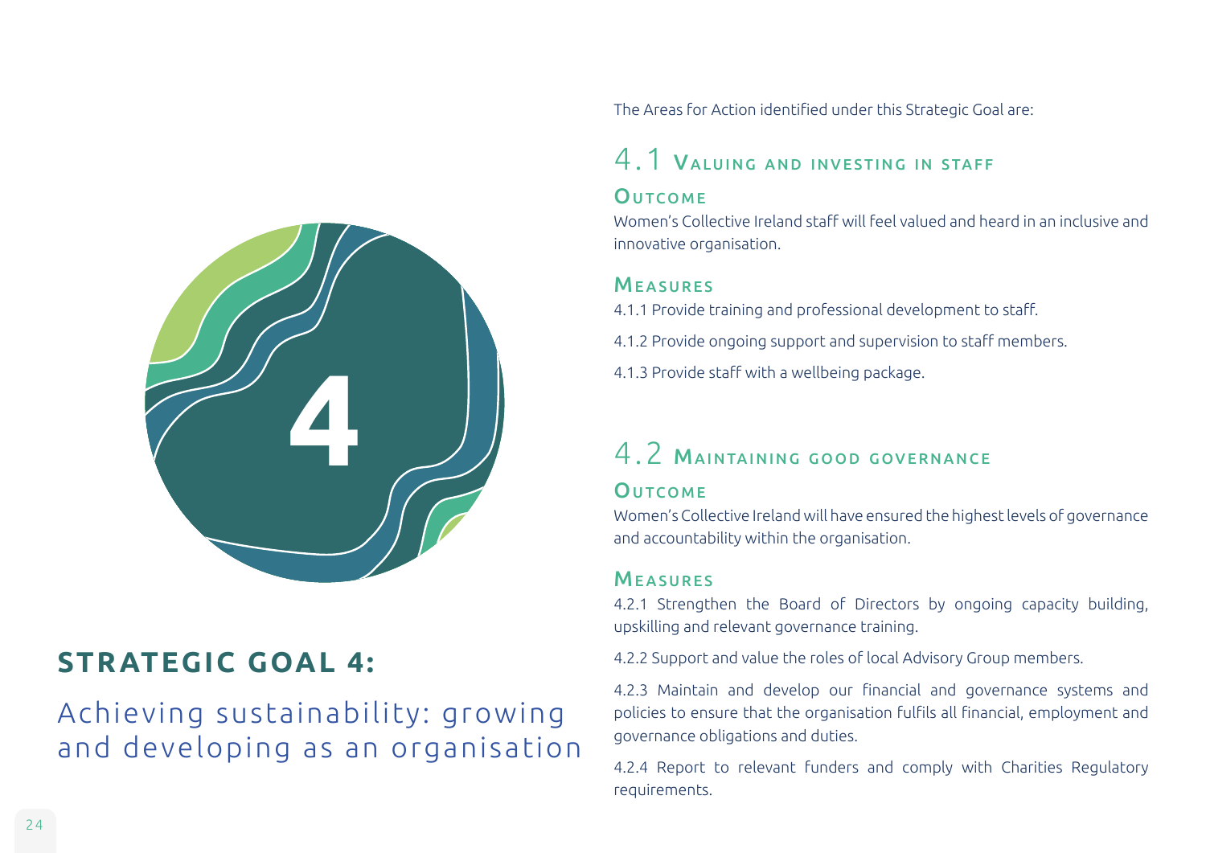## STRATEGIC GOAL 4:

Achieving sustainability: growing and developing as an organisation

The Areas for Action identified under this Strategic Goal are:

### 4.1 Valuing and investing in staff

#### Outcome

Women's Collective Ireland staff will feel valued and heard in an inclusive and innovative organisation.

#### Measures

4.1.1 Provide training and professional development to staff.

4.1.2 Provide ongoing support and supervision to staff members.

4.1.3 Provide staff with a wellbeing package.

### 4.2 Maintaining good governance

#### Outcome

Women's Collective Ireland will have ensured the highest levels of governance and accountability within the organisation.

#### Measures

4.2.1 Strengthen the Board of Directors by ongoing capacity building, upskilling and relevant governance training.

4.2.2 Support and value the roles of local Advisory Group members.

4.2.3 Maintain and develop our financial and governance systems and policies to ensure that the organisation fulfils all financial, employment and governance obligations and duties.

4.2.4 Report to relevant funders and comply with Charities Regulatory requirements.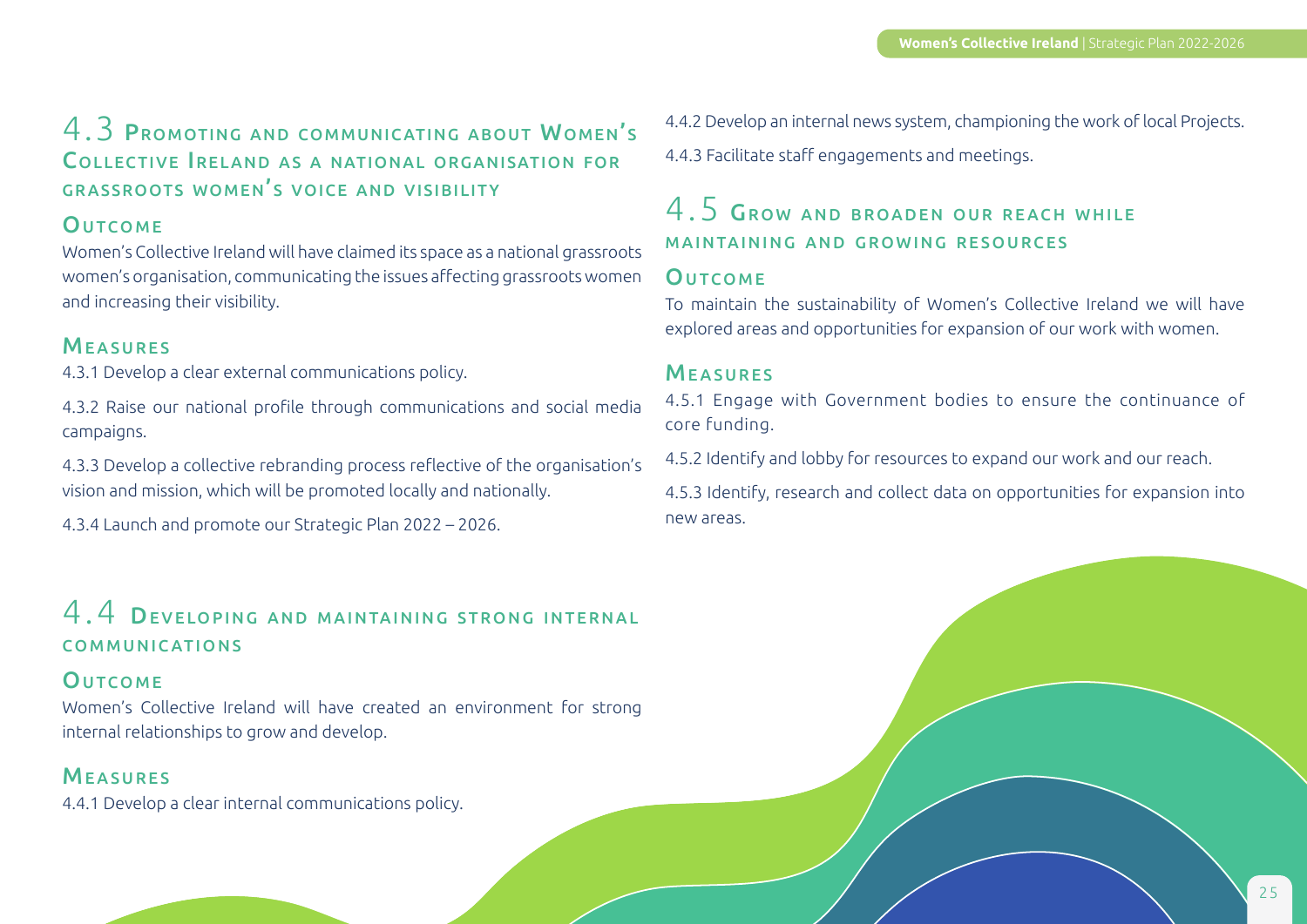## 4.3 Promoting and communicating about Women's Collective Ireland as a national organisation for grassroots women's voice and visibility

### Outcome

Women's Collective Ireland will have claimed its space as a national grassroots women's organisation, communicating the issues affecting grassroots women and increasing their visibility.

### Measures

4.3.1 Develop a clear external communications policy.

4.3.2 Raise our national profile through communications and social media campaigns.

4.3.3 Develop a collective rebranding process reflective of the organisation's vision and mission, which will be promoted locally and nationally.

4.3.4 Launch and promote our Strategic Plan 2022 – 2026.

## 4.4 Developing and maintaining strong internal communications

### Outcome

Women's Collective Ireland will have created an environment for strong internal relationships to grow and develop.

### Measures

4.4.1 Develop a clear internal communications policy.

4.4.2 Develop an internal news system, championing the work of local Projects.

4.4.3 Facilitate staff engagements and meetings.

## 4.5 Grow and broaden our reach while maintaining and growing resources

### Outcome

To maintain the sustainability of Women's Collective Ireland we will have explored areas and opportunities for expansion of our work with women.

### Measures

4.5.1 Engage with Government bodies to ensure the continuance of core funding.

4.5.2 Identify and lobby for resources to expand our work and our reach.

4.5.3 Identify, research and collect data on opportunities for expansion into new areas.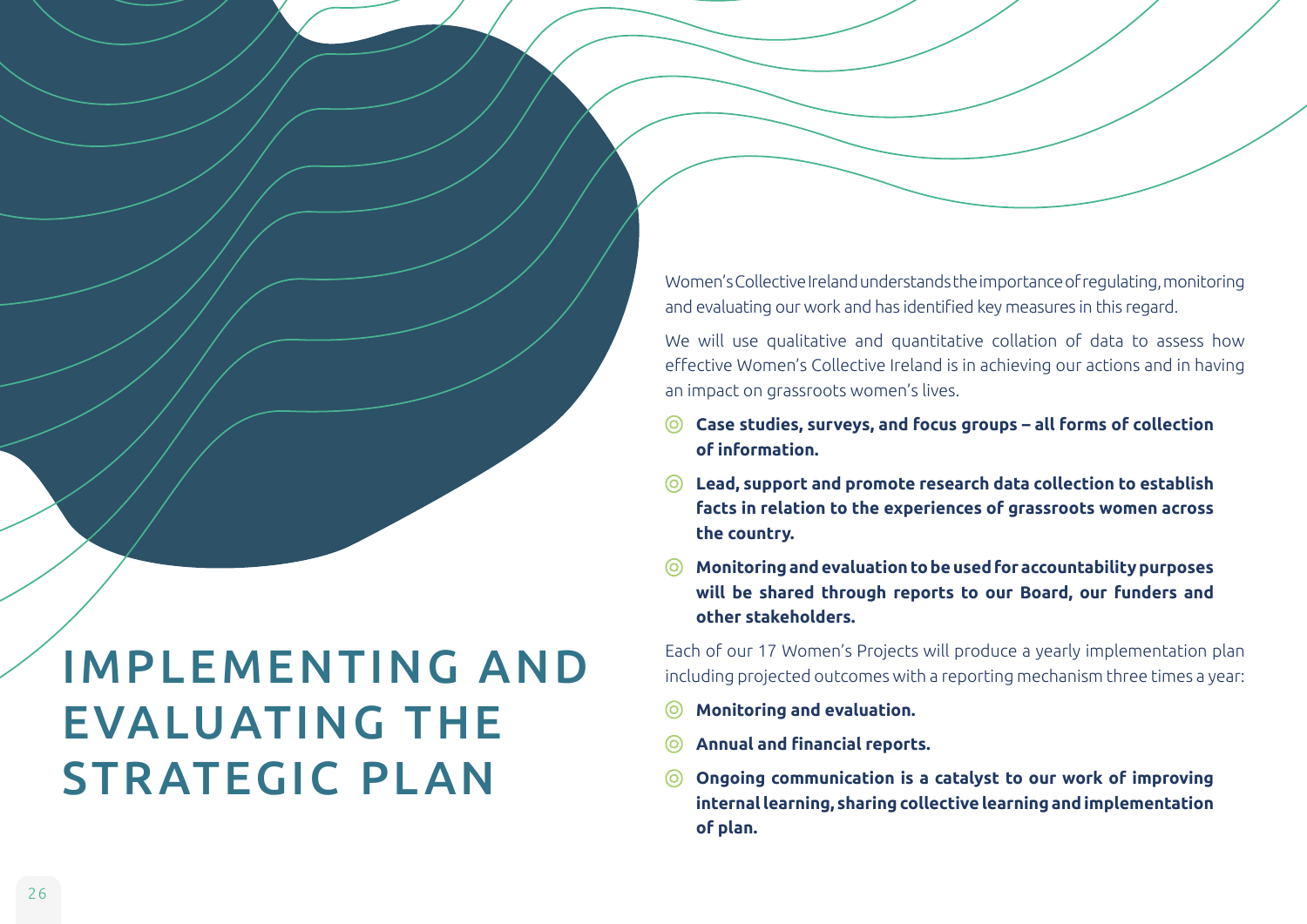# IMPLEMENTING AND EVALUATING THE STRATEGIC PLAN

Women's Collective Ireland understands the importance of regulating, monitoring and evaluating our work and has identified key measures in this regard.

We will use qualitative and quantitative collation of data to assess how effective Women's Collective Ireland is in achieving our actions and in having an impact on grassroots women's lives.

- **Case studies, surveys, and focus groups – all forms of collection of information.**
- **Lead, support and promote research data collection to establish facts in relation to the experiences of grassroots women across the country.**
- **Monitoring and evaluation to be used for accountability purposes will be shared through reports to our Board, our funders and other stakeholders.**

Each of our 17 Women's Projects will produce a yearly implementation plan including projected outcomes with a reporting mechanism three times a year:

- **Monitoring and evaluation.**
- **Annual and financial reports.**
- **Ongoing communication is a catalyst to our work of improving internal learning, sharing collective learning and implementation of plan.**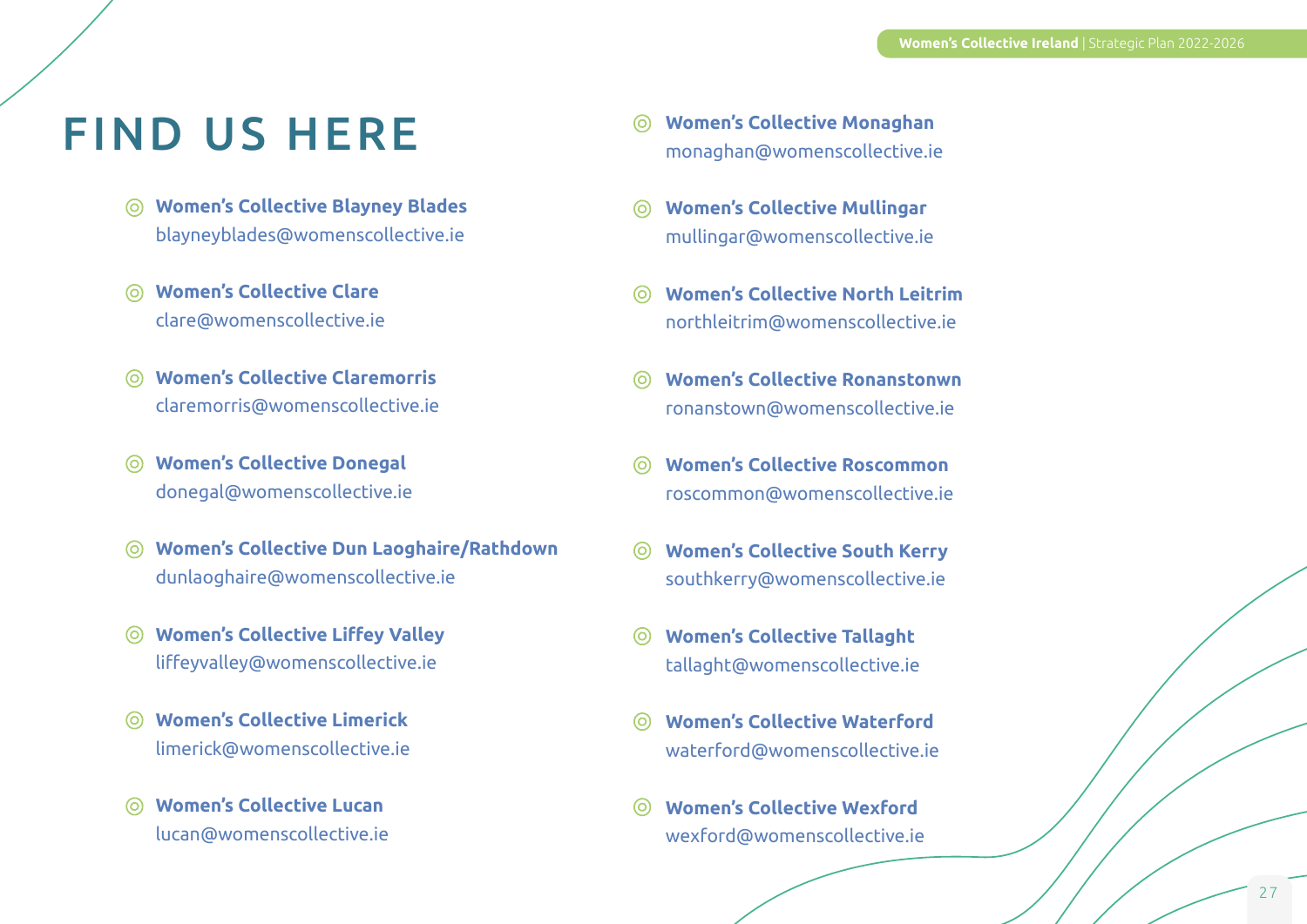# FIND US HERE

- **Women's Collective Blayney Blades**
  blayneyblades@womenscollective.ie

- **Women's Collective Clare**
  clare@womenscollective.ie

- **Women's Collective Claremorris**
  claremorris@womenscollective.ie

- **Women's Collective Donegal**
  donegal@womenscollective.ie

- **Women's Collective Dun Laoghaire/Rathdown**
  dunlaoghaire@womenscollective.ie

- **Women's Collective Liffey Valley**
  liffeyvalley@womenscollective.ie

- **Women's Collective Limerick**
  limerick@womenscollective.ie

- **Women's Collective Lucan**
  lucan@womenscollective.ie

- **Women's Collective Monaghan**
  monaghan@womenscollective.ie

- **Women's Collective Mullingar**
  mullingar@womenscollective.ie

- **Women's Collective North Leitrim**
  northleitrim@womenscollective.ie

- **Women's Collective Ronanstonwn**
  ronanstown@womenscollective.ie

- **Women's Collective Roscommon**
  roscommon@womenscollective.ie

- **Women's Collective South Kerry**
  southkerry@womenscollective.ie

- **Women's Collective Tallaght**
  tallaght@womenscollective.ie

- **Women's Collective Waterford**
  waterford@womenscollective.ie

- **Women's Collective Wexford**
  wexford@womenscollective.ie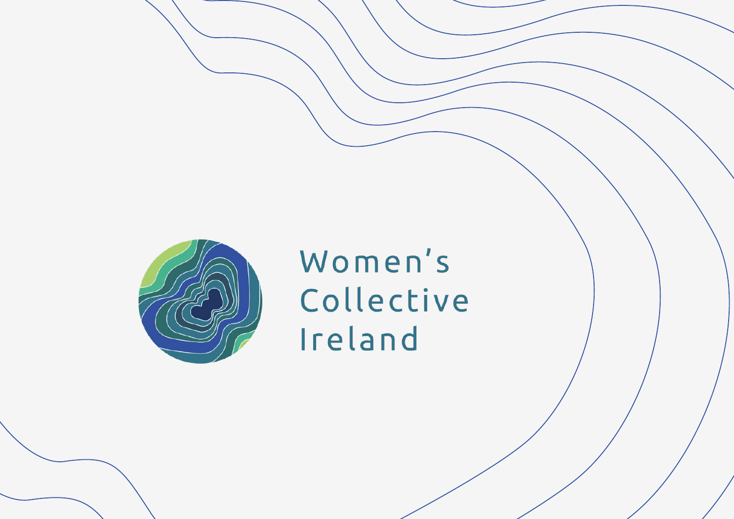Women's Collective Ireland